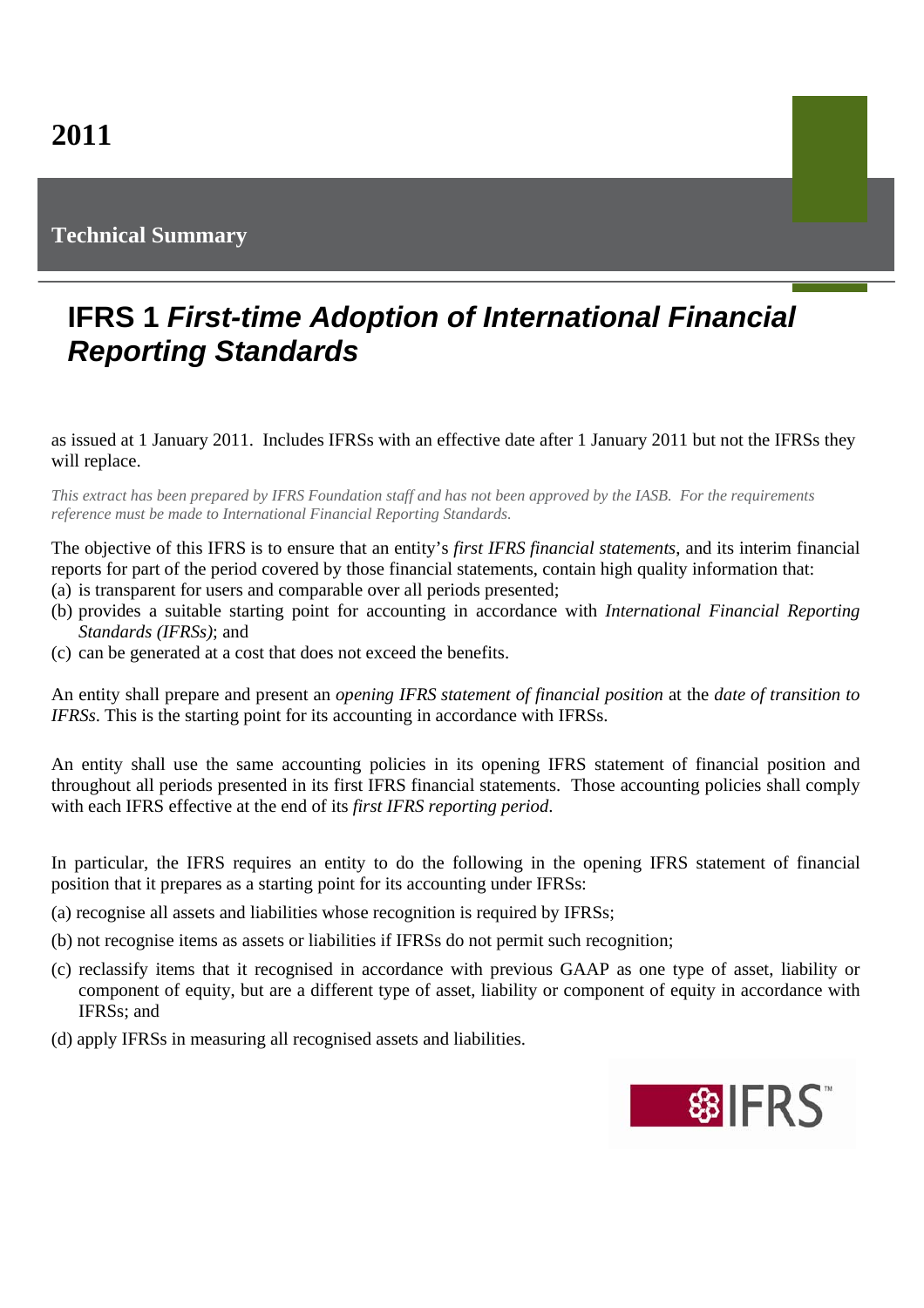**2011**

**Technical Summary**

# IFRS 1 *First-time Adoption of International Financial Reporting Standards*

as issued at 1 January 2011. Includes IFRSs with an effective date after 1 January 2011 but not the IFRSs they will replace.

*This extract has been prepared by IFRS Foundation staff and has not been approved by the IASB. For the requirements reference must be made to International Financial Reporting Standards.*

The objective of this IFRS is to ensure that an entity's *first IFRS financial statements*, and its interim financial reports for part of the period covered by those financial statements, contain high quality information that:

(a) is transparent for users and comparable over all periods presented;

(b) provides a suitable starting point for accounting in accordance with *International Financial Reporting Standards (IFRSs)*; and

(c) can be generated at a cost that does not exceed the benefits.

An entity shall prepare and present an *opening IFRS statement of financial position* at the *date of transition to IFRSs*. This is the starting point for its accounting in accordance with IFRSs.

An entity shall use the same accounting policies in its opening IFRS statement of financial position and throughout all periods presented in its first IFRS financial statements. Those accounting policies shall comply with each IFRS effective at the end of its *first IFRS reporting period*.

In particular, the IFRS requires an entity to do the following in the opening IFRS statement of financial position that it prepares as a starting point for its accounting under IFRSs:

(a) recognise all assets and liabilities whose recognition is required by IFRSs;

(b) not recognise items as assets or liabilities if IFRSs do not permit such recognition;

(c) reclassify items that it recognised in accordance with previous GAAP as one type of asset, liability or component of equity, but are a different type of asset, liability or component of equity in accordance with IFRSs; and

(d) apply IFRSs in measuring all recognised assets and liabilities.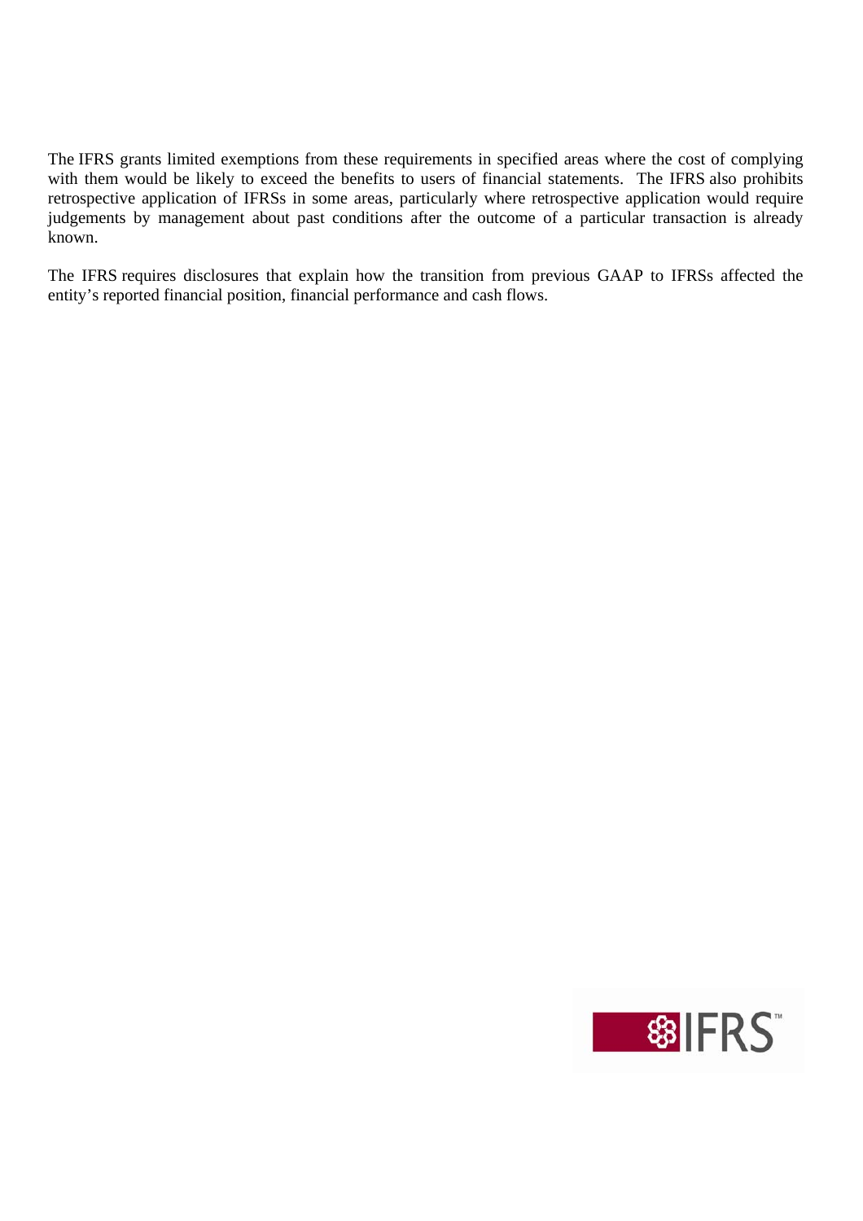The IFRS grants limited exemptions from these requirements in specified areas where the cost of complying with them would be likely to exceed the benefits to users of financial statements. The IFRS also prohibits retrospective application of IFRSs in some areas, particularly where retrospective application would require judgements by management about past conditions after the outcome of a particular transaction is already known.

The IFRS requires disclosures that explain how the transition from previous GAAP to IFRSs affected the entity's reported financial position, financial performance and cash flows.